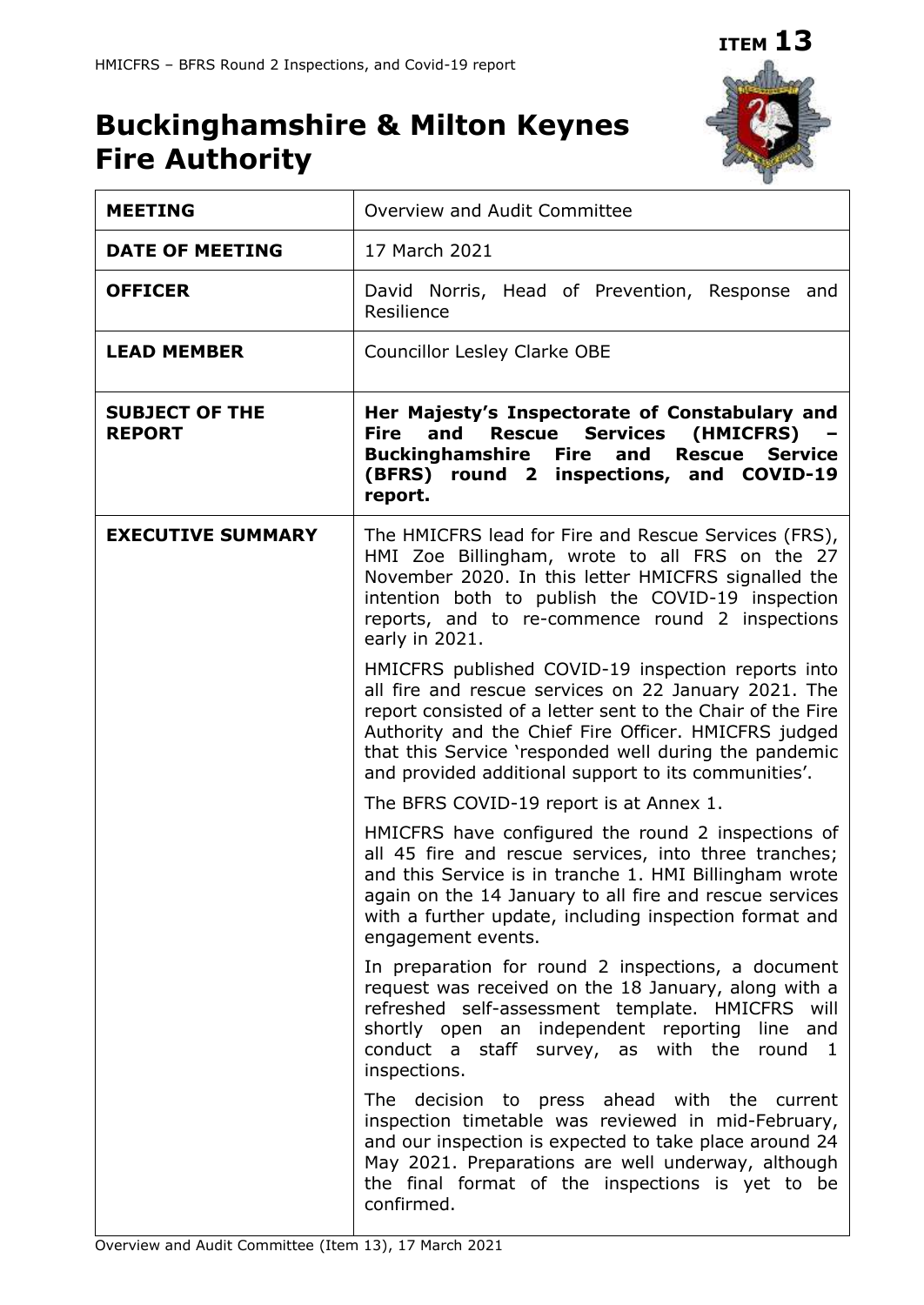**ITEM 13**

# Buckinghamshire & Milton Keynes Fire Authority

| | |
|---|---|
| **MEETING** | Overview and Audit Committee |
| **DATE OF MEETING** | 17 March 2021 |
| **OFFICER** | David Norris, Head of Prevention, Response and Resilience |
| **LEAD MEMBER** | Councillor Lesley Clarke OBE |
| **SUBJECT OF THE REPORT** | **Her Majesty's Inspectorate of Constabulary and Fire and Rescue Services (HMICFRS) – Buckinghamshire Fire and Rescue Service (BFRS) round 2 inspections, and COVID-19 report.** |
| **EXECUTIVE SUMMARY** | The HMICFRS lead for Fire and Rescue Services (FRS), HMI Zoe Billingham, wrote to all FRS on the 27 November 2020. In this letter HMICFRS signalled the intention both to publish the COVID-19 inspection reports, and to re-commence round 2 inspections early in 2021.<br><br>HMICFRS published COVID-19 inspection reports into all fire and rescue services on 22 January 2021. The report consisted of a letter sent to the Chair of the Fire Authority and the Chief Fire Officer. HMICFRS judged that this Service 'responded well during the pandemic and provided additional support to its communities'.<br><br>The BFRS COVID-19 report is at Annex 1.<br><br>HMICFRS have configured the round 2 inspections of all 45 fire and rescue services, into three tranches; and this Service is in tranche 1. HMI Billingham wrote again on the 14 January to all fire and rescue services with a further update, including inspection format and engagement events.<br><br>In preparation for round 2 inspections, a document request was received on the 18 January, along with a refreshed self-assessment template. HMICFRS will shortly open an independent reporting line and conduct a staff survey, as with the round 1 inspections.<br><br>The decision to press ahead with the current inspection timetable was reviewed in mid-February, and our inspection is expected to take place around 24 May 2021. Preparations are well underway, although the final format of the inspections is yet to be confirmed. |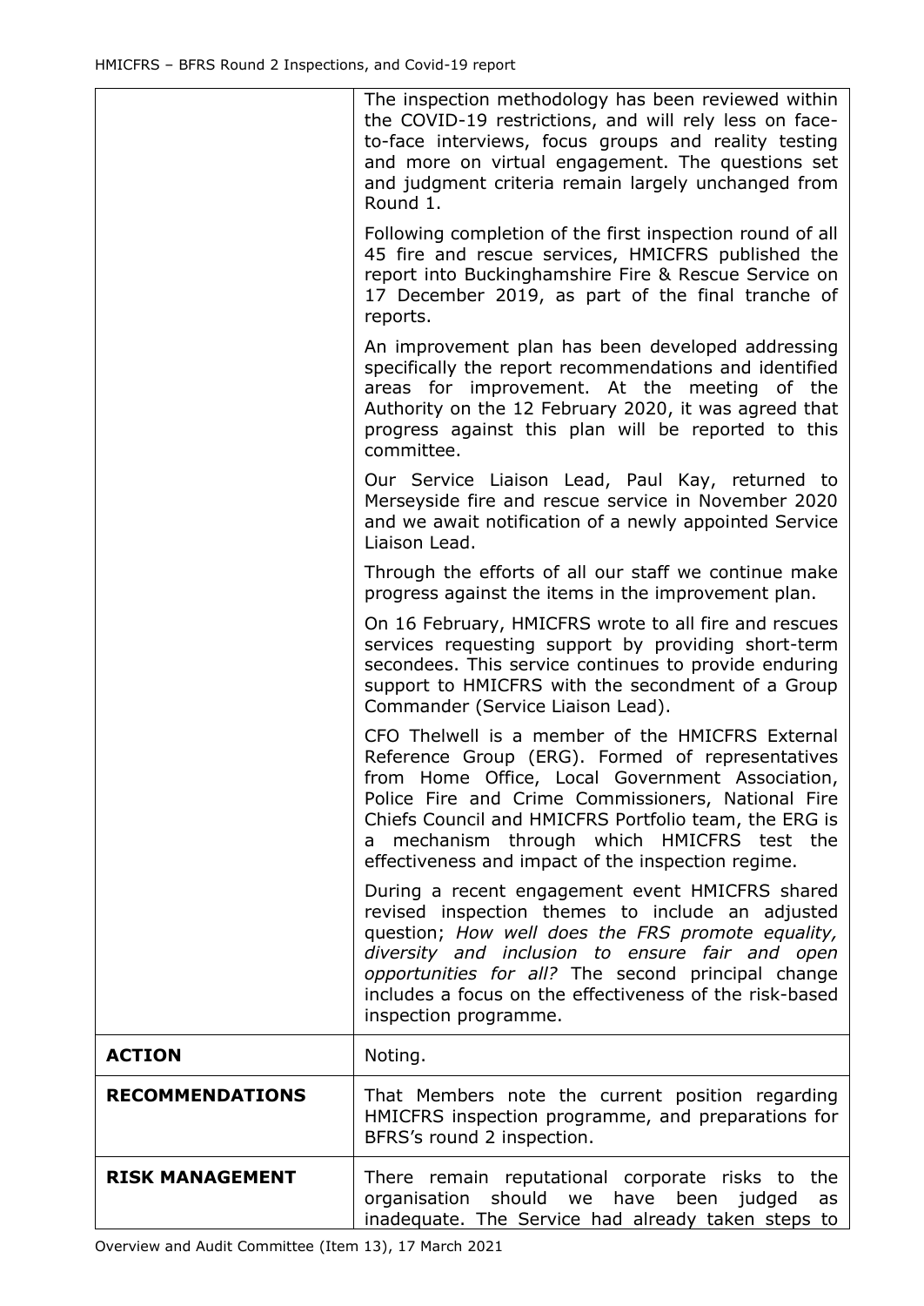| | |
|---|---|
| | The inspection methodology has been reviewed within the COVID-19 restrictions, and will rely less on face-to-face interviews, focus groups and reality testing and more on virtual engagement. The questions set and judgment criteria remain largely unchanged from Round 1.<br><br>Following completion of the first inspection round of all 45 fire and rescue services, HMICFRS published the report into Buckinghamshire Fire & Rescue Service on 17 December 2019, as part of the final tranche of reports.<br><br>An improvement plan has been developed addressing specifically the report recommendations and identified areas for improvement. At the meeting of the Authority on the 12 February 2020, it was agreed that progress against this plan will be reported to this committee.<br><br>Our Service Liaison Lead, Paul Kay, returned to Merseyside fire and rescue service in November 2020 and we await notification of a newly appointed Service Liaison Lead.<br><br>Through the efforts of all our staff we continue make progress against the items in the improvement plan.<br><br>On 16 February, HMICFRS wrote to all fire and rescues services requesting support by providing short-term secondees. This service continues to provide enduring support to HMICFRS with the secondment of a Group Commander (Service Liaison Lead).<br><br>CFO Thelwell is a member of the HMICFRS External Reference Group (ERG). Formed of representatives from Home Office, Local Government Association, Police Fire and Crime Commissioners, National Fire Chiefs Council and HMICFRS Portfolio team, the ERG is a mechanism through which HMICFRS test the effectiveness and impact of the inspection regime.<br><br>During a recent engagement event HMICFRS shared revised inspection themes to include an adjusted question; *How well does the FRS promote equality, diversity and inclusion to ensure fair and open opportunities for all?* The second principal change includes a focus on the effectiveness of the risk-based inspection programme. |
| **ACTION** | Noting. |
| **RECOMMENDATIONS** | That Members note the current position regarding HMICFRS inspection programme, and preparations for BFRS's round 2 inspection. |
| **RISK MANAGEMENT** | There remain reputational corporate risks to the organisation should we have been judged as inadequate. The Service had already taken steps to |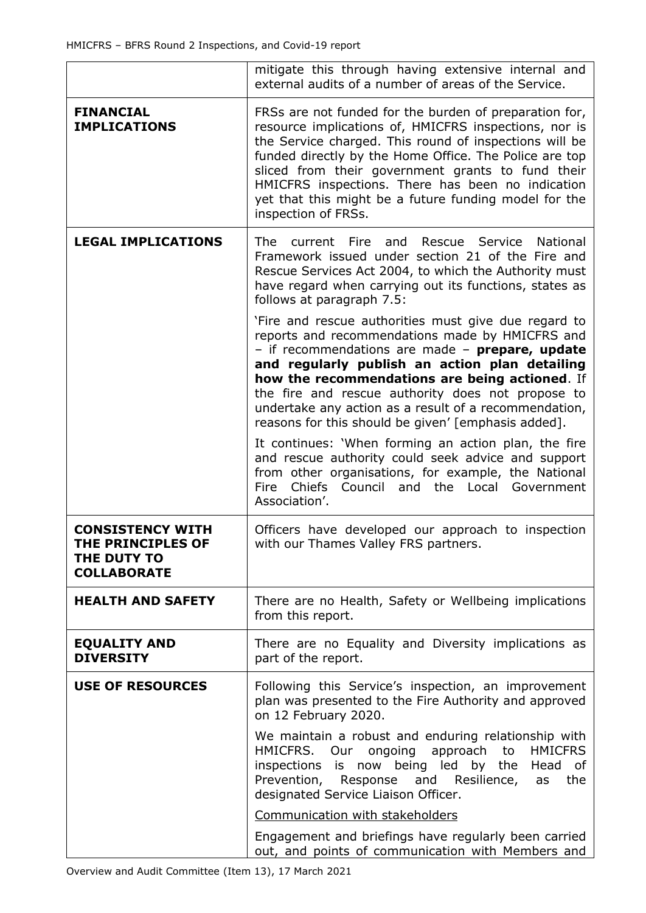| | |
|---|---|
| | mitigate this through having extensive internal and external audits of a number of areas of the Service. |
| **FINANCIAL IMPLICATIONS** | FRSs are not funded for the burden of preparation for, resource implications of, HMICFRS inspections, nor is the Service charged. This round of inspections will be funded directly by the Home Office. The Police are top sliced from their government grants to fund their HMICFRS inspections. There has been no indication yet that this might be a future funding model for the inspection of FRSs. |
| **LEGAL IMPLICATIONS** | The current Fire and Rescue Service National Framework issued under section 21 of the Fire and Rescue Services Act 2004, to which the Authority must have regard when carrying out its functions, states as follows at paragraph 7.5:<br><br>'Fire and rescue authorities must give due regard to reports and recommendations made by HMICFRS and – if recommendations are made – **prepare, update and regularly publish an action plan detailing how the recommendations are being actioned**. If the fire and rescue authority does not propose to undertake any action as a result of a recommendation, reasons for this should be given' [emphasis added].<br><br>It continues: 'When forming an action plan, the fire and rescue authority could seek advice and support from other organisations, for example, the National Fire Chiefs Council and the Local Government Association'. |
| **CONSISTENCY WITH THE PRINCIPLES OF THE DUTY TO COLLABORATE** | Officers have developed our approach to inspection with our Thames Valley FRS partners. |
| **HEALTH AND SAFETY** | There are no Health, Safety or Wellbeing implications from this report. |
| **EQUALITY AND DIVERSITY** | There are no Equality and Diversity implications as part of the report. |
| **USE OF RESOURCES** | Following this Service's inspection, an improvement plan was presented to the Fire Authority and approved on 12 February 2020.<br><br>We maintain a robust and enduring relationship with HMICFRS. Our ongoing approach to HMICFRS inspections is now being led by the Head of Prevention, Response and Resilience, as the designated Service Liaison Officer.<br><br><u>Communication with stakeholders</u><br><br>Engagement and briefings have regularly been carried out, and points of communication with Members and |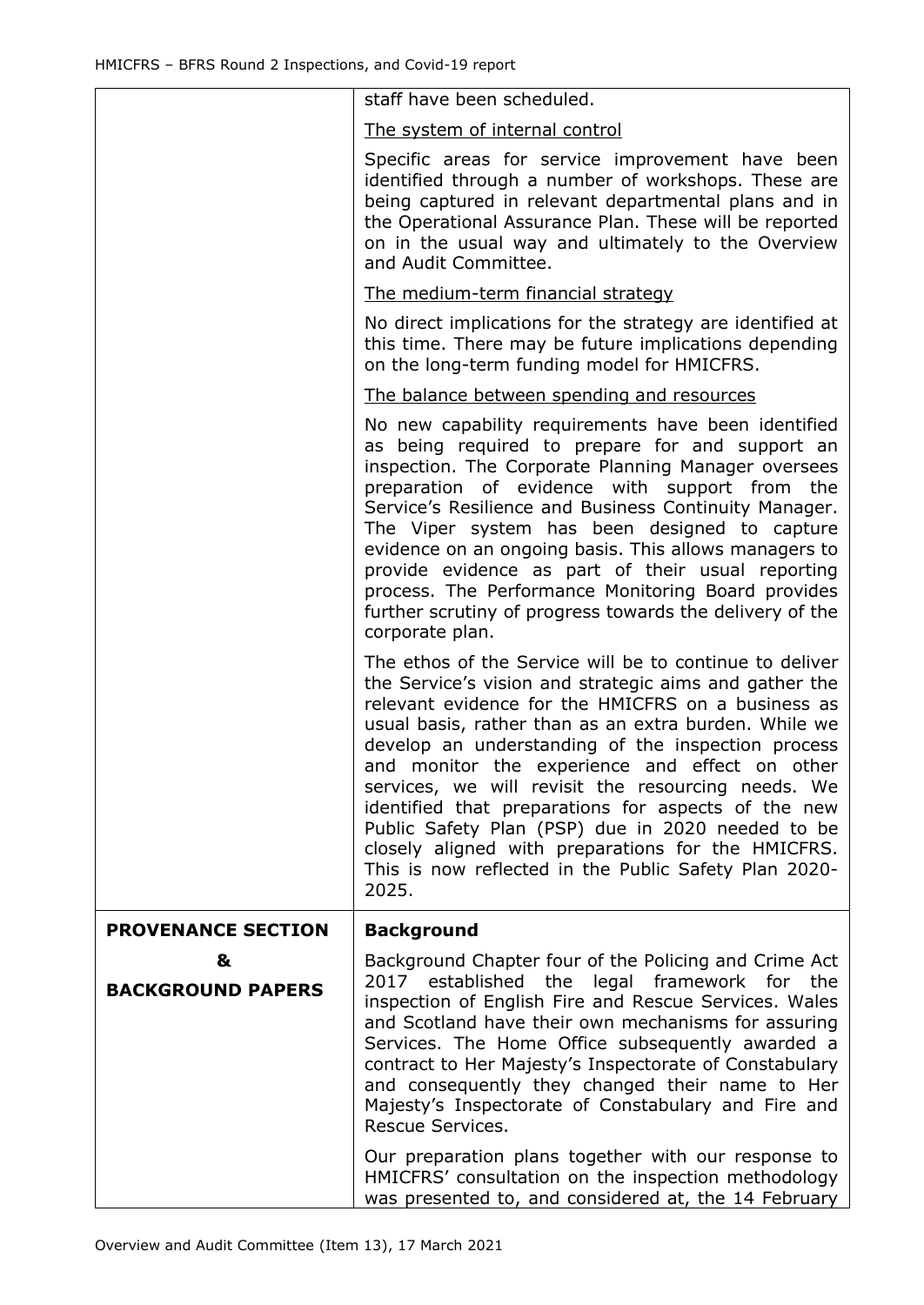| | |
|---|---|
| | staff have been scheduled.<br><br><u>The system of internal control</u><br><br>Specific areas for service improvement have been identified through a number of workshops. These are being captured in relevant departmental plans and in the Operational Assurance Plan. These will be reported on in the usual way and ultimately to the Overview and Audit Committee.<br><br><u>The medium-term financial strategy</u><br><br>No direct implications for the strategy are identified at this time. There may be future implications depending on the long-term funding model for HMICFRS.<br><br><u>The balance between spending and resources</u><br><br>No new capability requirements have been identified as being required to prepare for and support an inspection. The Corporate Planning Manager oversees preparation of evidence with support from the Service's Resilience and Business Continuity Manager. The Viper system has been designed to capture evidence on an ongoing basis. This allows managers to provide evidence as part of their usual reporting process. The Performance Monitoring Board provides further scrutiny of progress towards the delivery of the corporate plan.<br><br>The ethos of the Service will be to continue to deliver the Service's vision and strategic aims and gather the relevant evidence for the HMICFRS on a business as usual basis, rather than as an extra burden. While we develop an understanding of the inspection process and monitor the experience and effect on other services, we will revisit the resourcing needs. We identified that preparations for aspects of the new Public Safety Plan (PSP) due in 2020 needed to be closely aligned with preparations for the HMICFRS. This is now reflected in the Public Safety Plan 2020-2025. |
| **PROVENANCE SECTION**<br><br>**&**<br><br>**BACKGROUND PAPERS** | **Background**<br><br>Background Chapter four of the Policing and Crime Act 2017 established the legal framework for the inspection of English Fire and Rescue Services. Wales and Scotland have their own mechanisms for assuring Services. The Home Office subsequently awarded a contract to Her Majesty's Inspectorate of Constabulary and consequently they changed their name to Her Majesty's Inspectorate of Constabulary and Fire and Rescue Services.<br><br>Our preparation plans together with our response to HMICFRS' consultation on the inspection methodology was presented to, and considered at, the 14 February |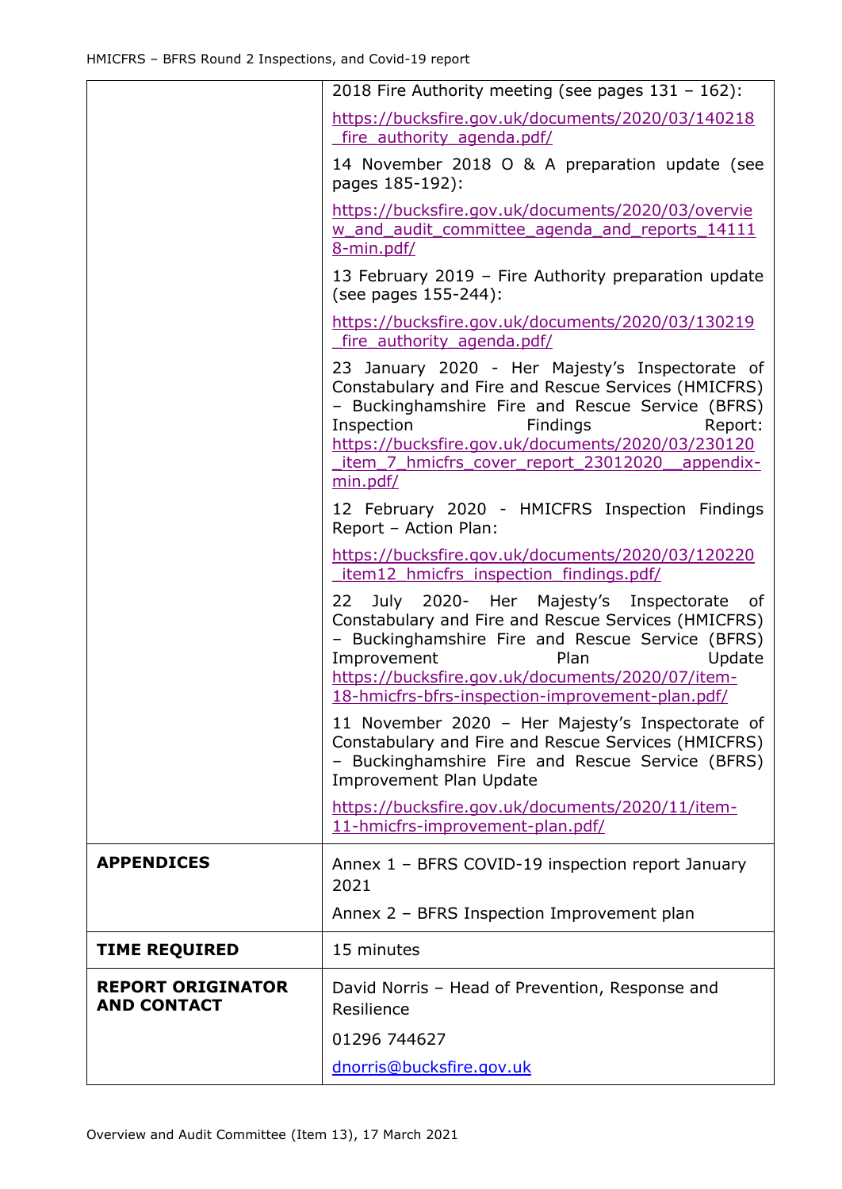| | |
|---|---|
| | 2018 Fire Authority meeting (see pages 131 – 162): https://bucksfire.gov.uk/documents/2020/03/140218_fire_authority_agenda.pdf/ <br> 14 November 2018 O & A preparation update (see pages 185-192): https://bucksfire.gov.uk/documents/2020/03/overview_and_audit_committee_agenda_and_reports_141118-min.pdf/ <br> 13 February 2019 – Fire Authority preparation update (see pages 155-244): https://bucksfire.gov.uk/documents/2020/03/130219_fire_authority_agenda.pdf/ <br> 23 January 2020 - Her Majesty's Inspectorate of Constabulary and Fire and Rescue Services (HMICFRS) – Buckinghamshire Fire and Rescue Service (BFRS) Inspection Findings Report: https://bucksfire.gov.uk/documents/2020/03/230120_item_7_hmicfrs_cover_report_23012020__appendix-min.pdf/ <br> 12 February 2020 - HMICFRS Inspection Findings Report – Action Plan: https://bucksfire.gov.uk/documents/2020/03/120220_item12_hmicfrs_inspection_findings.pdf/ <br> 22 July 2020- Her Majesty's Inspectorate of Constabulary and Fire and Rescue Services (HMICFRS) – Buckinghamshire Fire and Rescue Service (BFRS) Improvement Plan Update https://bucksfire.gov.uk/documents/2020/07/item-18-hmicfrs-bfrs-inspection-improvement-plan.pdf/ <br> 11 November 2020 – Her Majesty's Inspectorate of Constabulary and Fire and Rescue Services (HMICFRS) – Buckinghamshire Fire and Rescue Service (BFRS) Improvement Plan Update https://bucksfire.gov.uk/documents/2020/11/item-11-hmicfrs-improvement-plan.pdf/ |
| **APPENDICES** | Annex 1 – BFRS COVID-19 inspection report January 2021 <br> Annex 2 – BFRS Inspection Improvement plan |
| **TIME REQUIRED** | 15 minutes |
| **REPORT ORIGINATOR AND CONTACT** | David Norris – Head of Prevention, Response and Resilience <br> 01296 744627 <br> dnorris@bucksfire.gov.uk |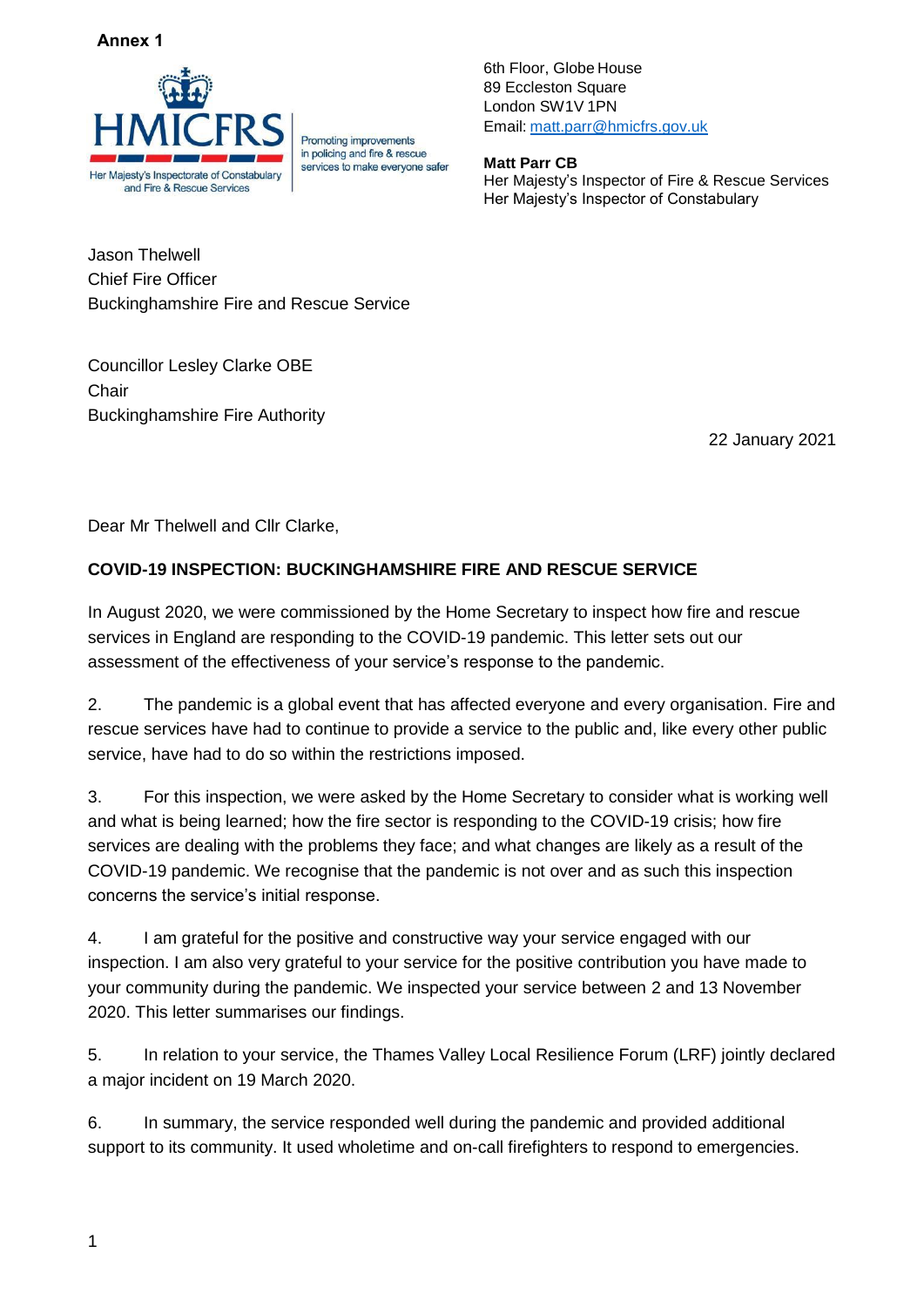**Annex 1**

HMICFRS
Her Majesty's Inspectorate of Constabulary and Fire & Rescue Services

Promoting improvements in policing and fire & rescue services to make everyone safer

6th Floor, Globe House
89 Eccleston Square
London SW1V 1PN
Email: matt.parr@hmicfrs.gov.uk

**Matt Parr CB**
Her Majesty's Inspector of Fire & Rescue Services
Her Majesty's Inspector of Constabulary

Jason Thelwell
Chief Fire Officer
Buckinghamshire Fire and Rescue Service

Councillor Lesley Clarke OBE
Chair
Buckinghamshire Fire Authority

22 January 2021

Dear Mr Thelwell and Cllr Clarke,

**COVID-19 INSPECTION: BUCKINGHAMSHIRE FIRE AND RESCUE SERVICE**

In August 2020, we were commissioned by the Home Secretary to inspect how fire and rescue services in England are responding to the COVID-19 pandemic. This letter sets out our assessment of the effectiveness of your service's response to the pandemic.

2. The pandemic is a global event that has affected everyone and every organisation. Fire and rescue services have had to continue to provide a service to the public and, like every other public service, have had to do so within the restrictions imposed.

3. For this inspection, we were asked by the Home Secretary to consider what is working well and what is being learned; how the fire sector is responding to the COVID-19 crisis; how fire services are dealing with the problems they face; and what changes are likely as a result of the COVID-19 pandemic. We recognise that the pandemic is not over and as such this inspection concerns the service's initial response.

4. I am grateful for the positive and constructive way your service engaged with our inspection. I am also very grateful to your service for the positive contribution you have made to your community during the pandemic. We inspected your service between 2 and 13 November 2020. This letter summarises our findings.

5. In relation to your service, the Thames Valley Local Resilience Forum (LRF) jointly declared a major incident on 19 March 2020.

6. In summary, the service responded well during the pandemic and provided additional support to its community. It used wholetime and on-call firefighters to respond to emergencies.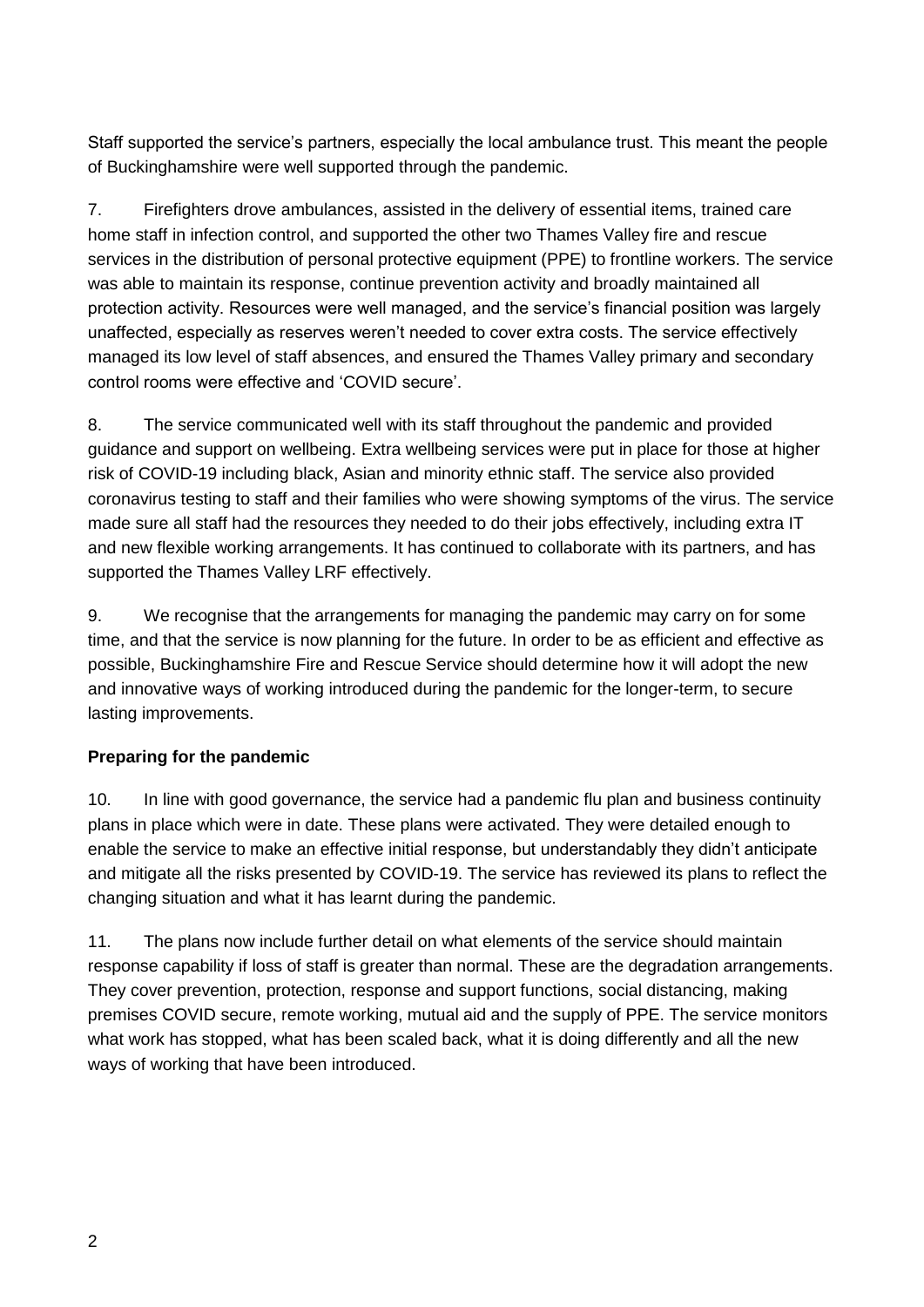Staff supported the service's partners, especially the local ambulance trust. This meant the people of Buckinghamshire were well supported through the pandemic.

7. Firefighters drove ambulances, assisted in the delivery of essential items, trained care home staff in infection control, and supported the other two Thames Valley fire and rescue services in the distribution of personal protective equipment (PPE) to frontline workers. The service was able to maintain its response, continue prevention activity and broadly maintained all protection activity. Resources were well managed, and the service's financial position was largely unaffected, especially as reserves weren't needed to cover extra costs. The service effectively managed its low level of staff absences, and ensured the Thames Valley primary and secondary control rooms were effective and 'COVID secure'.

8. The service communicated well with its staff throughout the pandemic and provided guidance and support on wellbeing. Extra wellbeing services were put in place for those at higher risk of COVID-19 including black, Asian and minority ethnic staff. The service also provided coronavirus testing to staff and their families who were showing symptoms of the virus. The service made sure all staff had the resources they needed to do their jobs effectively, including extra IT and new flexible working arrangements. It has continued to collaborate with its partners, and has supported the Thames Valley LRF effectively.

9. We recognise that the arrangements for managing the pandemic may carry on for some time, and that the service is now planning for the future. In order to be as efficient and effective as possible, Buckinghamshire Fire and Rescue Service should determine how it will adopt the new and innovative ways of working introduced during the pandemic for the longer-term, to secure lasting improvements.

**Preparing for the pandemic**

10. In line with good governance, the service had a pandemic flu plan and business continuity plans in place which were in date. These plans were activated. They were detailed enough to enable the service to make an effective initial response, but understandably they didn't anticipate and mitigate all the risks presented by COVID-19. The service has reviewed its plans to reflect the changing situation and what it has learnt during the pandemic.

11. The plans now include further detail on what elements of the service should maintain response capability if loss of staff is greater than normal. These are the degradation arrangements. They cover prevention, protection, response and support functions, social distancing, making premises COVID secure, remote working, mutual aid and the supply of PPE. The service monitors what work has stopped, what has been scaled back, what it is doing differently and all the new ways of working that have been introduced.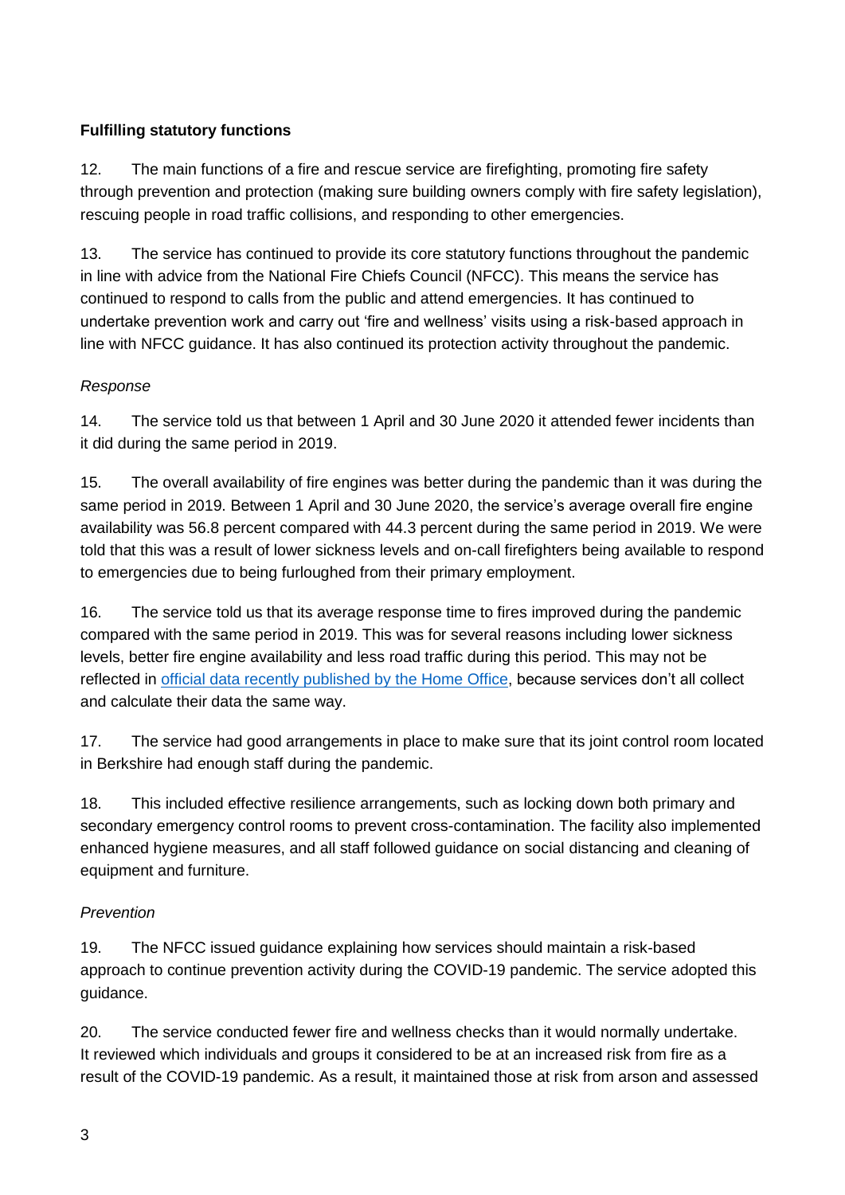**Fulfilling statutory functions**

12. The main functions of a fire and rescue service are firefighting, promoting fire safety through prevention and protection (making sure building owners comply with fire safety legislation), rescuing people in road traffic collisions, and responding to other emergencies.

13. The service has continued to provide its core statutory functions throughout the pandemic in line with advice from the National Fire Chiefs Council (NFCC). This means the service has continued to respond to calls from the public and attend emergencies. It has continued to undertake prevention work and carry out 'fire and wellness' visits using a risk-based approach in line with NFCC guidance. It has also continued its protection activity throughout the pandemic.

*Response*

14. The service told us that between 1 April and 30 June 2020 it attended fewer incidents than it did during the same period in 2019.

15. The overall availability of fire engines was better during the pandemic than it was during the same period in 2019. Between 1 April and 30 June 2020, the service's average overall fire engine availability was 56.8 percent compared with 44.3 percent during the same period in 2019. We were told that this was a result of lower sickness levels and on-call firefighters being available to respond to emergencies due to being furloughed from their primary employment.

16. The service told us that its average response time to fires improved during the pandemic compared with the same period in 2019. This was for several reasons including lower sickness levels, better fire engine availability and less road traffic during this period. This may not be reflected in official data recently published by the Home Office, because services don't all collect and calculate their data the same way.

17. The service had good arrangements in place to make sure that its joint control room located in Berkshire had enough staff during the pandemic.

18. This included effective resilience arrangements, such as locking down both primary and secondary emergency control rooms to prevent cross-contamination. The facility also implemented enhanced hygiene measures, and all staff followed guidance on social distancing and cleaning of equipment and furniture.

*Prevention*

19. The NFCC issued guidance explaining how services should maintain a risk-based approach to continue prevention activity during the COVID-19 pandemic. The service adopted this guidance.

20. The service conducted fewer fire and wellness checks than it would normally undertake. It reviewed which individuals and groups it considered to be at an increased risk from fire as a result of the COVID-19 pandemic. As a result, it maintained those at risk from arson and assessed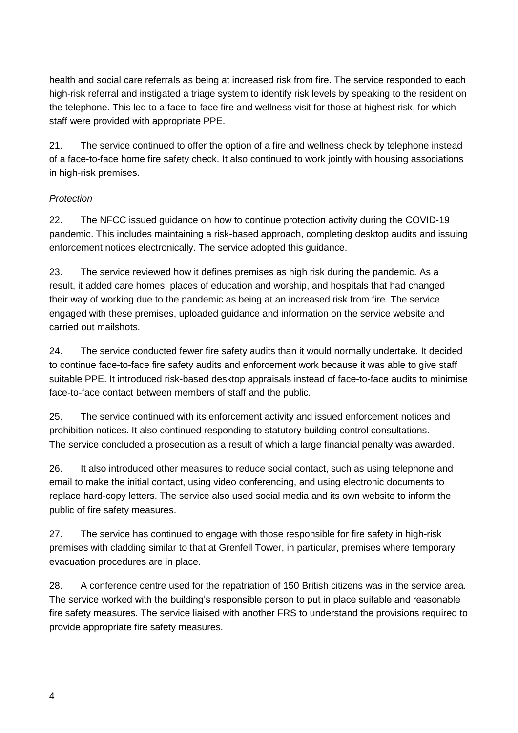health and social care referrals as being at increased risk from fire. The service responded to each high-risk referral and instigated a triage system to identify risk levels by speaking to the resident on the telephone. This led to a face-to-face fire and wellness visit for those at highest risk, for which staff were provided with appropriate PPE.

21. The service continued to offer the option of a fire and wellness check by telephone instead of a face-to-face home fire safety check. It also continued to work jointly with housing associations in high-risk premises.

*Protection*

22. The NFCC issued guidance on how to continue protection activity during the COVID-19 pandemic. This includes maintaining a risk-based approach, completing desktop audits and issuing enforcement notices electronically. The service adopted this guidance.

23. The service reviewed how it defines premises as high risk during the pandemic. As a result, it added care homes, places of education and worship, and hospitals that had changed their way of working due to the pandemic as being at an increased risk from fire. The service engaged with these premises, uploaded guidance and information on the service website and carried out mailshots.

24. The service conducted fewer fire safety audits than it would normally undertake. It decided to continue face-to-face fire safety audits and enforcement work because it was able to give staff suitable PPE. It introduced risk-based desktop appraisals instead of face-to-face audits to minimise face-to-face contact between members of staff and the public.

25. The service continued with its enforcement activity and issued enforcement notices and prohibition notices. It also continued responding to statutory building control consultations. The service concluded a prosecution as a result of which a large financial penalty was awarded.

26. It also introduced other measures to reduce social contact, such as using telephone and email to make the initial contact, using video conferencing, and using electronic documents to replace hard-copy letters. The service also used social media and its own website to inform the public of fire safety measures.

27. The service has continued to engage with those responsible for fire safety in high-risk premises with cladding similar to that at Grenfell Tower, in particular, premises where temporary evacuation procedures are in place.

28. A conference centre used for the repatriation of 150 British citizens was in the service area. The service worked with the building's responsible person to put in place suitable and reasonable fire safety measures. The service liaised with another FRS to understand the provisions required to provide appropriate fire safety measures.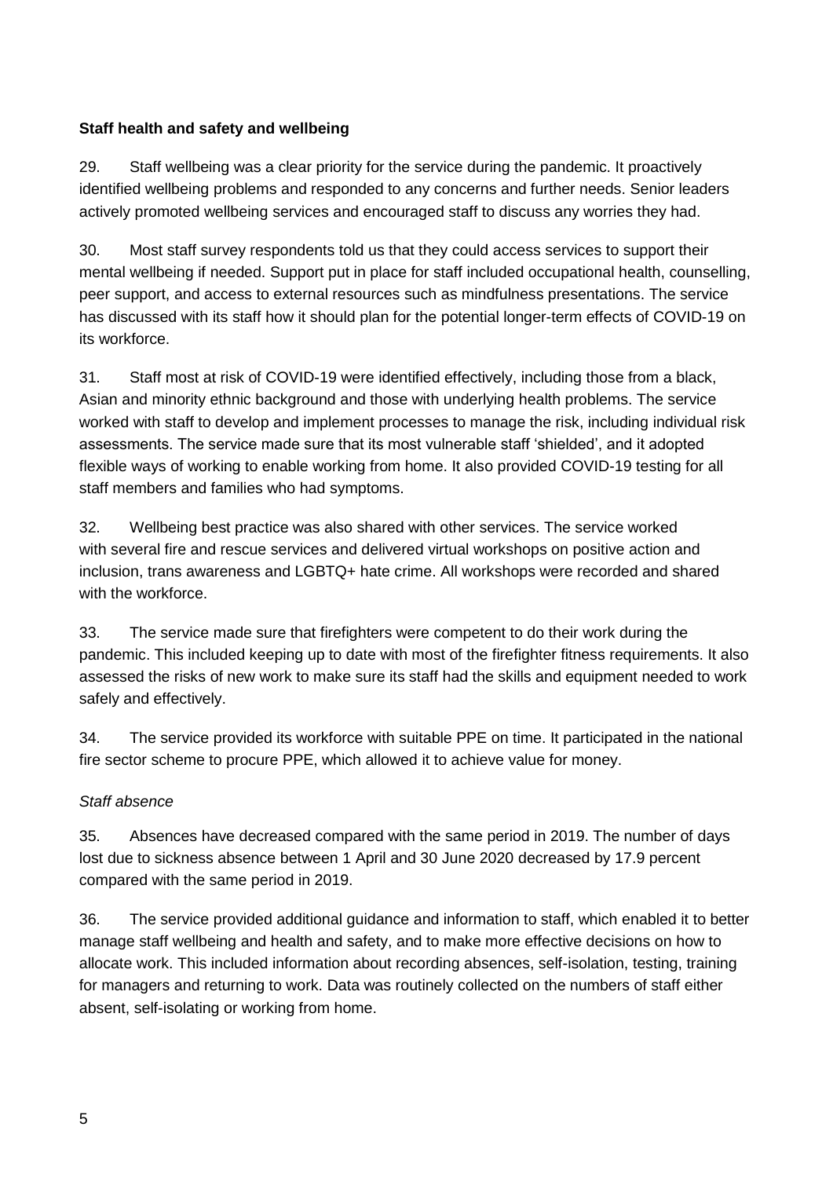**Staff health and safety and wellbeing**

29. Staff wellbeing was a clear priority for the service during the pandemic. It proactively identified wellbeing problems and responded to any concerns and further needs. Senior leaders actively promoted wellbeing services and encouraged staff to discuss any worries they had.

30. Most staff survey respondents told us that they could access services to support their mental wellbeing if needed. Support put in place for staff included occupational health, counselling, peer support, and access to external resources such as mindfulness presentations. The service has discussed with its staff how it should plan for the potential longer-term effects of COVID-19 on its workforce.

31. Staff most at risk of COVID-19 were identified effectively, including those from a black, Asian and minority ethnic background and those with underlying health problems. The service worked with staff to develop and implement processes to manage the risk, including individual risk assessments. The service made sure that its most vulnerable staff 'shielded', and it adopted flexible ways of working to enable working from home. It also provided COVID-19 testing for all staff members and families who had symptoms.

32. Wellbeing best practice was also shared with other services. The service worked with several fire and rescue services and delivered virtual workshops on positive action and inclusion, trans awareness and LGBTQ+ hate crime. All workshops were recorded and shared with the workforce.

33. The service made sure that firefighters were competent to do their work during the pandemic. This included keeping up to date with most of the firefighter fitness requirements. It also assessed the risks of new work to make sure its staff had the skills and equipment needed to work safely and effectively.

34. The service provided its workforce with suitable PPE on time. It participated in the national fire sector scheme to procure PPE, which allowed it to achieve value for money.

*Staff absence*

35. Absences have decreased compared with the same period in 2019. The number of days lost due to sickness absence between 1 April and 30 June 2020 decreased by 17.9 percent compared with the same period in 2019.

36. The service provided additional guidance and information to staff, which enabled it to better manage staff wellbeing and health and safety, and to make more effective decisions on how to allocate work. This included information about recording absences, self-isolation, testing, training for managers and returning to work. Data was routinely collected on the numbers of staff either absent, self-isolating or working from home.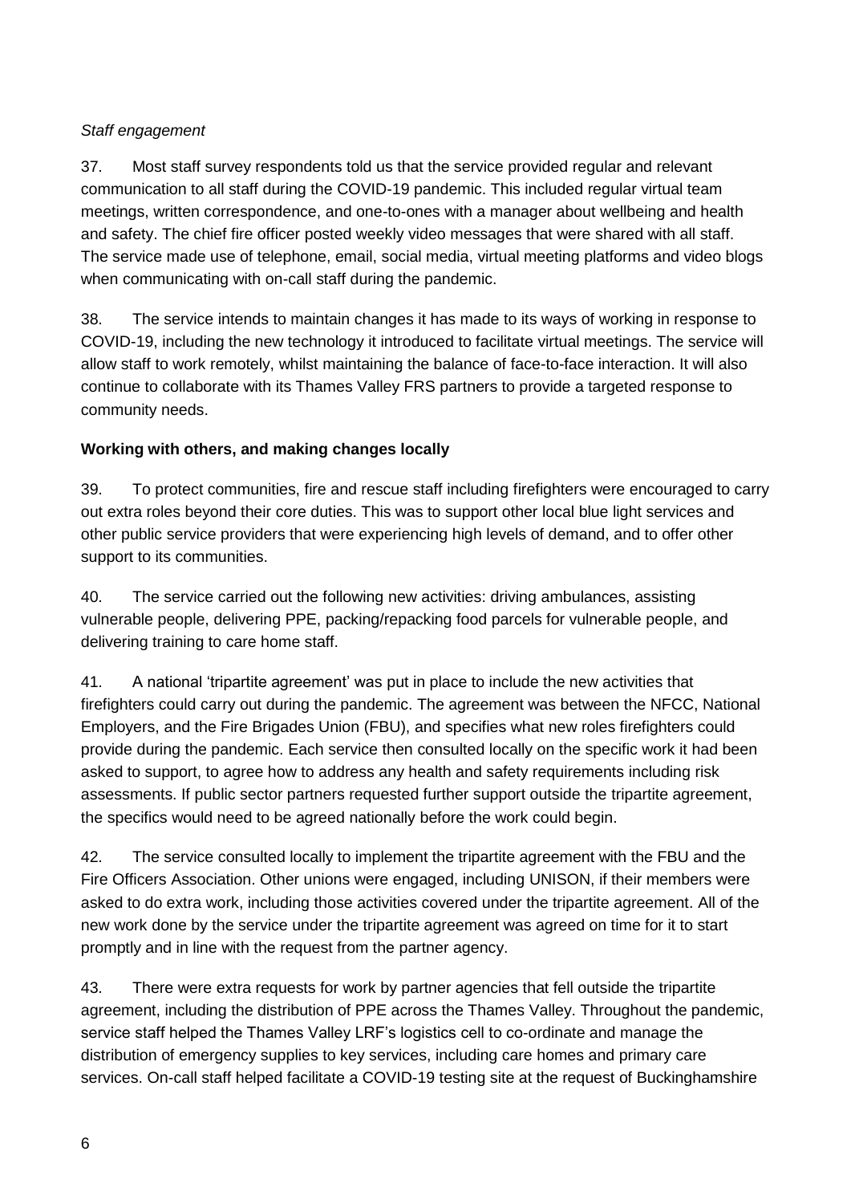*Staff engagement*

37. Most staff survey respondents told us that the service provided regular and relevant communication to all staff during the COVID-19 pandemic. This included regular virtual team meetings, written correspondence, and one-to-ones with a manager about wellbeing and health and safety. The chief fire officer posted weekly video messages that were shared with all staff. The service made use of telephone, email, social media, virtual meeting platforms and video blogs when communicating with on-call staff during the pandemic.

38. The service intends to maintain changes it has made to its ways of working in response to COVID-19, including the new technology it introduced to facilitate virtual meetings. The service will allow staff to work remotely, whilst maintaining the balance of face-to-face interaction. It will also continue to collaborate with its Thames Valley FRS partners to provide a targeted response to community needs.

**Working with others, and making changes locally**

39. To protect communities, fire and rescue staff including firefighters were encouraged to carry out extra roles beyond their core duties. This was to support other local blue light services and other public service providers that were experiencing high levels of demand, and to offer other support to its communities.

40. The service carried out the following new activities: driving ambulances, assisting vulnerable people, delivering PPE, packing/repacking food parcels for vulnerable people, and delivering training to care home staff.

41. A national 'tripartite agreement' was put in place to include the new activities that firefighters could carry out during the pandemic. The agreement was between the NFCC, National Employers, and the Fire Brigades Union (FBU), and specifies what new roles firefighters could provide during the pandemic. Each service then consulted locally on the specific work it had been asked to support, to agree how to address any health and safety requirements including risk assessments. If public sector partners requested further support outside the tripartite agreement, the specifics would need to be agreed nationally before the work could begin.

42. The service consulted locally to implement the tripartite agreement with the FBU and the Fire Officers Association. Other unions were engaged, including UNISON, if their members were asked to do extra work, including those activities covered under the tripartite agreement. All of the new work done by the service under the tripartite agreement was agreed on time for it to start promptly and in line with the request from the partner agency.

43. There were extra requests for work by partner agencies that fell outside the tripartite agreement, including the distribution of PPE across the Thames Valley. Throughout the pandemic, service staff helped the Thames Valley LRF's logistics cell to co-ordinate and manage the distribution of emergency supplies to key services, including care homes and primary care services. On-call staff helped facilitate a COVID-19 testing site at the request of Buckinghamshire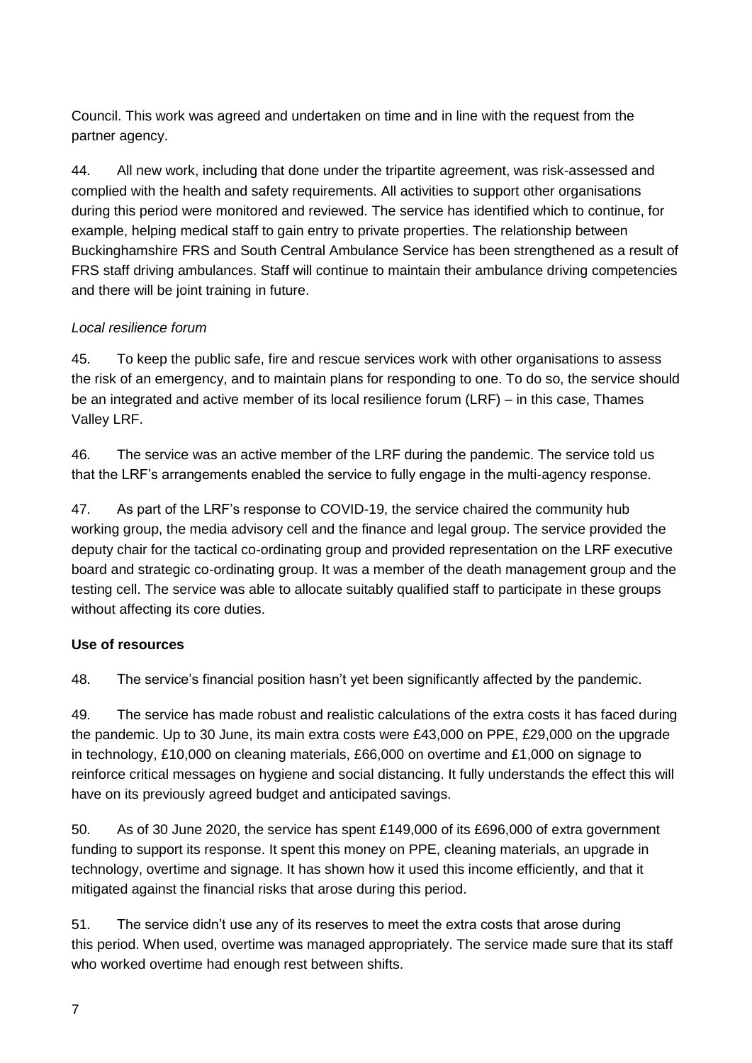Council. This work was agreed and undertaken on time and in line with the request from the partner agency.

44. All new work, including that done under the tripartite agreement, was risk-assessed and complied with the health and safety requirements. All activities to support other organisations during this period were monitored and reviewed. The service has identified which to continue, for example, helping medical staff to gain entry to private properties. The relationship between Buckinghamshire FRS and South Central Ambulance Service has been strengthened as a result of FRS staff driving ambulances. Staff will continue to maintain their ambulance driving competencies and there will be joint training in future.

*Local resilience forum*

45. To keep the public safe, fire and rescue services work with other organisations to assess the risk of an emergency, and to maintain plans for responding to one. To do so, the service should be an integrated and active member of its local resilience forum (LRF) – in this case, Thames Valley LRF.

46. The service was an active member of the LRF during the pandemic. The service told us that the LRF's arrangements enabled the service to fully engage in the multi-agency response.

47. As part of the LRF's response to COVID-19, the service chaired the community hub working group, the media advisory cell and the finance and legal group. The service provided the deputy chair for the tactical co-ordinating group and provided representation on the LRF executive board and strategic co-ordinating group. It was a member of the death management group and the testing cell. The service was able to allocate suitably qualified staff to participate in these groups without affecting its core duties.

**Use of resources**

48. The service's financial position hasn't yet been significantly affected by the pandemic.

49. The service has made robust and realistic calculations of the extra costs it has faced during the pandemic. Up to 30 June, its main extra costs were £43,000 on PPE, £29,000 on the upgrade in technology, £10,000 on cleaning materials, £66,000 on overtime and £1,000 on signage to reinforce critical messages on hygiene and social distancing. It fully understands the effect this will have on its previously agreed budget and anticipated savings.

50. As of 30 June 2020, the service has spent £149,000 of its £696,000 of extra government funding to support its response. It spent this money on PPE, cleaning materials, an upgrade in technology, overtime and signage. It has shown how it used this income efficiently, and that it mitigated against the financial risks that arose during this period.

51. The service didn't use any of its reserves to meet the extra costs that arose during this period. When used, overtime was managed appropriately. The service made sure that its staff who worked overtime had enough rest between shifts.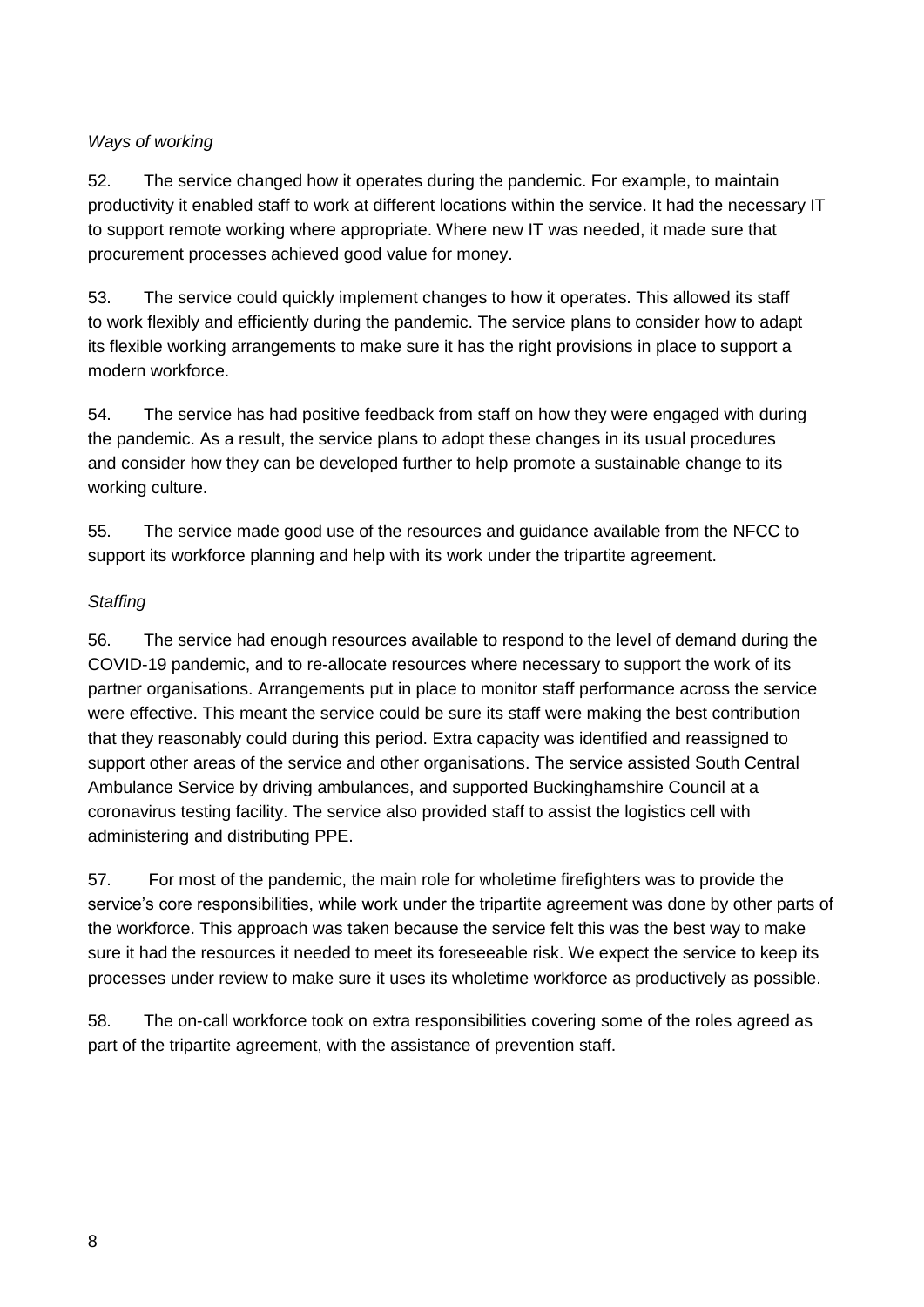*Ways of working*

52. The service changed how it operates during the pandemic. For example, to maintain productivity it enabled staff to work at different locations within the service. It had the necessary IT to support remote working where appropriate. Where new IT was needed, it made sure that procurement processes achieved good value for money.

53. The service could quickly implement changes to how it operates. This allowed its staff to work flexibly and efficiently during the pandemic. The service plans to consider how to adapt its flexible working arrangements to make sure it has the right provisions in place to support a modern workforce.

54. The service has had positive feedback from staff on how they were engaged with during the pandemic. As a result, the service plans to adopt these changes in its usual procedures and consider how they can be developed further to help promote a sustainable change to its working culture.

55. The service made good use of the resources and guidance available from the NFCC to support its workforce planning and help with its work under the tripartite agreement.

*Staffing*

56. The service had enough resources available to respond to the level of demand during the COVID-19 pandemic, and to re-allocate resources where necessary to support the work of its partner organisations. Arrangements put in place to monitor staff performance across the service were effective. This meant the service could be sure its staff were making the best contribution that they reasonably could during this period. Extra capacity was identified and reassigned to support other areas of the service and other organisations. The service assisted South Central Ambulance Service by driving ambulances, and supported Buckinghamshire Council at a coronavirus testing facility. The service also provided staff to assist the logistics cell with administering and distributing PPE.

57. For most of the pandemic, the main role for wholetime firefighters was to provide the service's core responsibilities, while work under the tripartite agreement was done by other parts of the workforce. This approach was taken because the service felt this was the best way to make sure it had the resources it needed to meet its foreseeable risk. We expect the service to keep its processes under review to make sure it uses its wholetime workforce as productively as possible.

58. The on-call workforce took on extra responsibilities covering some of the roles agreed as part of the tripartite agreement, with the assistance of prevention staff.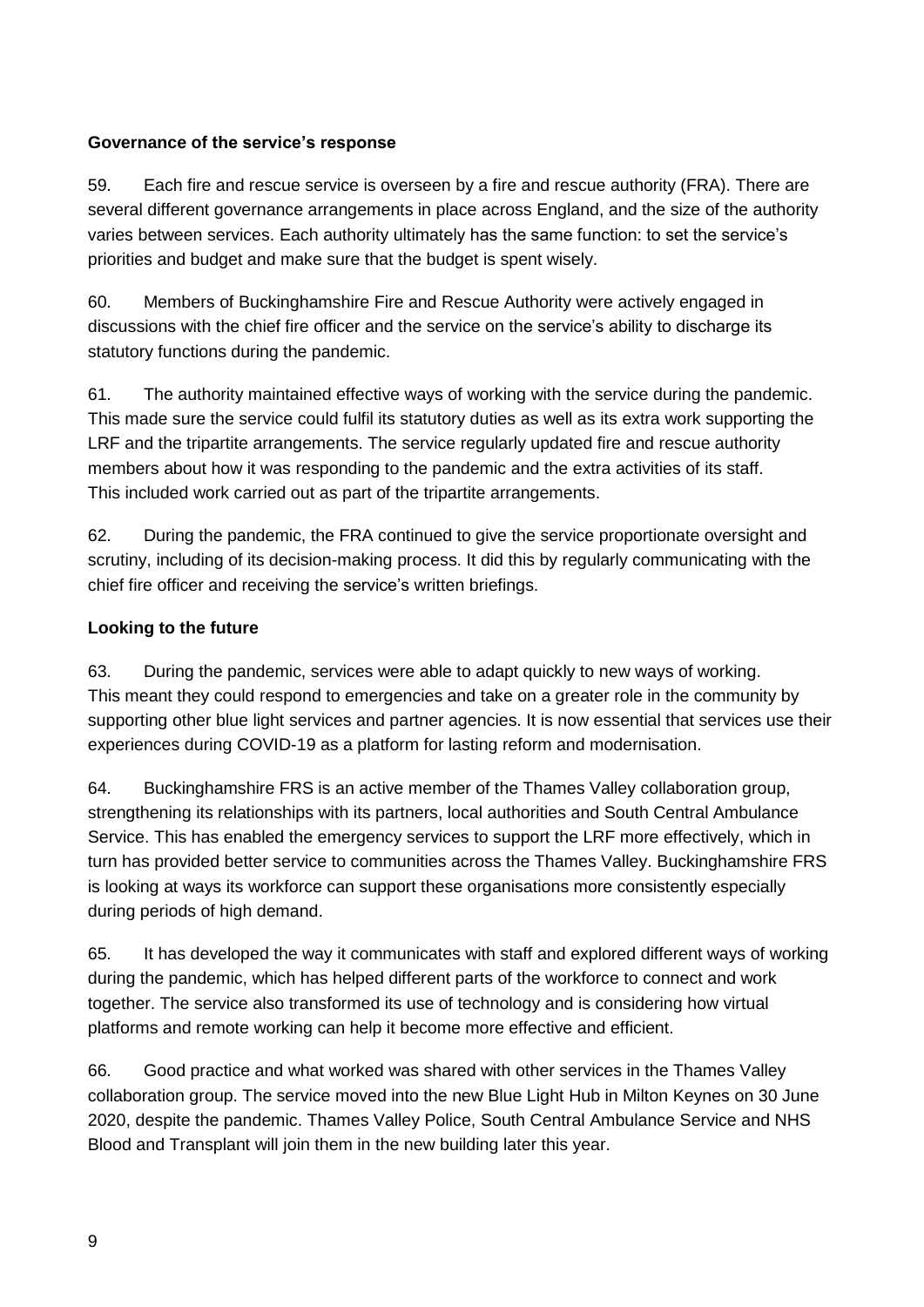**Governance of the service's response**

59. Each fire and rescue service is overseen by a fire and rescue authority (FRA). There are several different governance arrangements in place across England, and the size of the authority varies between services. Each authority ultimately has the same function: to set the service's priorities and budget and make sure that the budget is spent wisely.

60. Members of Buckinghamshire Fire and Rescue Authority were actively engaged in discussions with the chief fire officer and the service on the service's ability to discharge its statutory functions during the pandemic.

61. The authority maintained effective ways of working with the service during the pandemic. This made sure the service could fulfil its statutory duties as well as its extra work supporting the LRF and the tripartite arrangements. The service regularly updated fire and rescue authority members about how it was responding to the pandemic and the extra activities of its staff. This included work carried out as part of the tripartite arrangements.

62. During the pandemic, the FRA continued to give the service proportionate oversight and scrutiny, including of its decision-making process. It did this by regularly communicating with the chief fire officer and receiving the service's written briefings.

**Looking to the future**

63. During the pandemic, services were able to adapt quickly to new ways of working. This meant they could respond to emergencies and take on a greater role in the community by supporting other blue light services and partner agencies. It is now essential that services use their experiences during COVID-19 as a platform for lasting reform and modernisation.

64. Buckinghamshire FRS is an active member of the Thames Valley collaboration group, strengthening its relationships with its partners, local authorities and South Central Ambulance Service. This has enabled the emergency services to support the LRF more effectively, which in turn has provided better service to communities across the Thames Valley. Buckinghamshire FRS is looking at ways its workforce can support these organisations more consistently especially during periods of high demand.

65. It has developed the way it communicates with staff and explored different ways of working during the pandemic, which has helped different parts of the workforce to connect and work together. The service also transformed its use of technology and is considering how virtual platforms and remote working can help it become more effective and efficient.

66. Good practice and what worked was shared with other services in the Thames Valley collaboration group. The service moved into the new Blue Light Hub in Milton Keynes on 30 June 2020, despite the pandemic. Thames Valley Police, South Central Ambulance Service and NHS Blood and Transplant will join them in the new building later this year.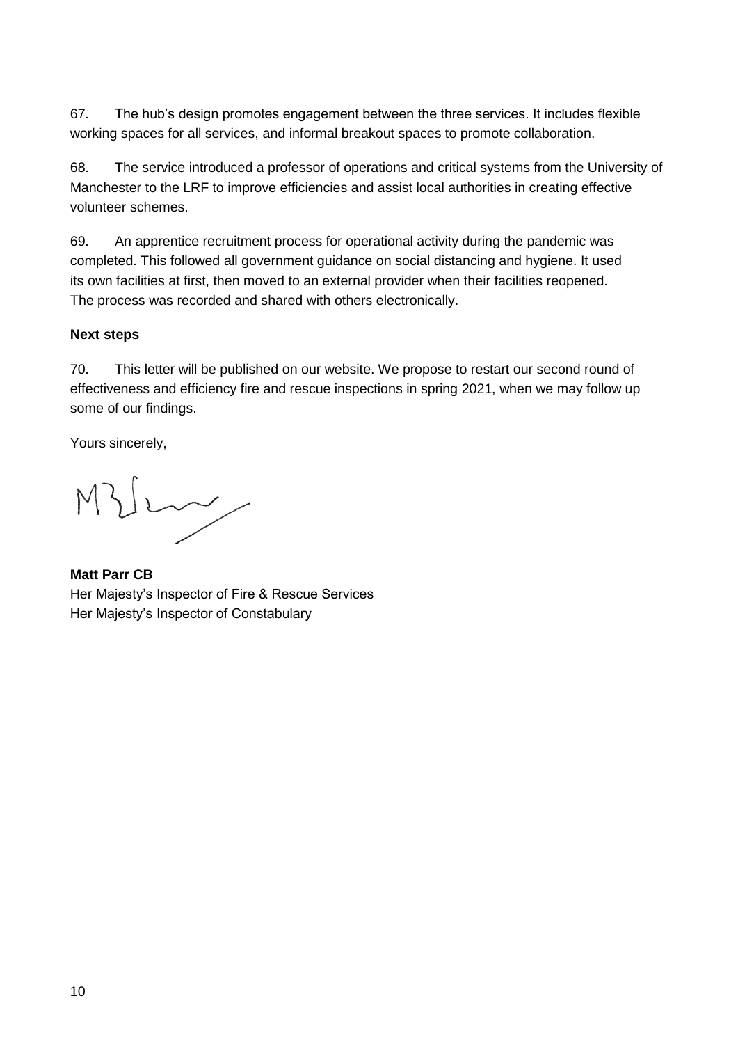67. The hub's design promotes engagement between the three services. It includes flexible working spaces for all services, and informal breakout spaces to promote collaboration.

68. The service introduced a professor of operations and critical systems from the University of Manchester to the LRF to improve efficiencies and assist local authorities in creating effective volunteer schemes.

69. An apprentice recruitment process for operational activity during the pandemic was completed. This followed all government guidance on social distancing and hygiene. It used its own facilities at first, then moved to an external provider when their facilities reopened. The process was recorded and shared with others electronically.

**Next steps**

70. This letter will be published on our website. We propose to restart our second round of effectiveness and efficiency fire and rescue inspections in spring 2021, when we may follow up some of our findings.

Yours sincerely,

**Matt Parr CB**
Her Majesty's Inspector of Fire & Rescue Services
Her Majesty's Inspector of Constabulary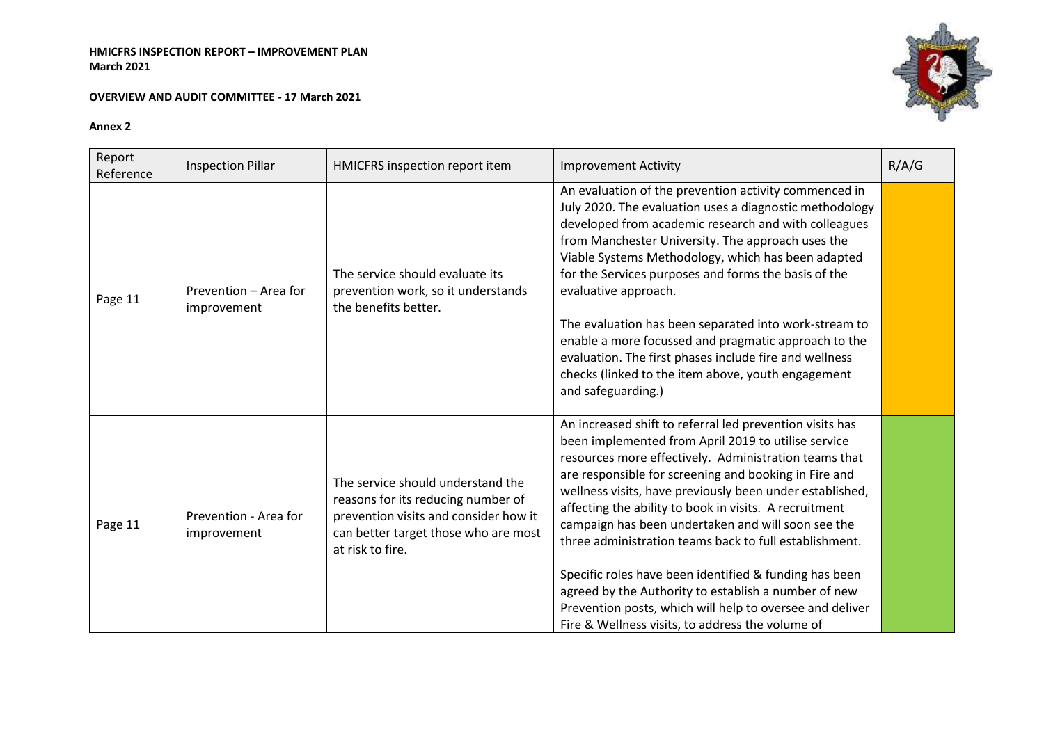**HMICFRS INSPECTION REPORT – IMPROVEMENT PLAN**
**March 2021**

**OVERVIEW AND AUDIT COMMITTEE - 17 March 2021**

**Annex 2**

| Report Reference | Inspection Pillar | HMICFRS inspection report item | Improvement Activity | R/A/G |
|---|---|---|---|---|
| Page 11 | Prevention – Area for improvement | The service should evaluate its prevention work, so it understands the benefits better. | An evaluation of the prevention activity commenced in July 2020. The evaluation uses a diagnostic methodology developed from academic research and with colleagues from Manchester University. The approach uses the Viable Systems Methodology, which has been adapted for the Services purposes and forms the basis of the evaluative approach.<br><br>The evaluation has been separated into work-stream to enable a more focussed and pragmatic approach to the evaluation. The first phases include fire and wellness checks (linked to the item above, youth engagement and safeguarding.) | |
| Page 11 | Prevention - Area for improvement | The service should understand the reasons for its reducing number of prevention visits and consider how it can better target those who are most at risk to fire. | An increased shift to referral led prevention visits has been implemented from April 2019 to utilise service resources more effectively. Administration teams that are responsible for screening and booking in Fire and wellness visits, have previously been under established, affecting the ability to book in visits. A recruitment campaign has been undertaken and will soon see the three administration teams back to full establishment.<br><br>Specific roles have been identified & funding has been agreed by the Authority to establish a number of new Prevention posts, which will help to oversee and deliver Fire & Wellness visits, to address the volume of | |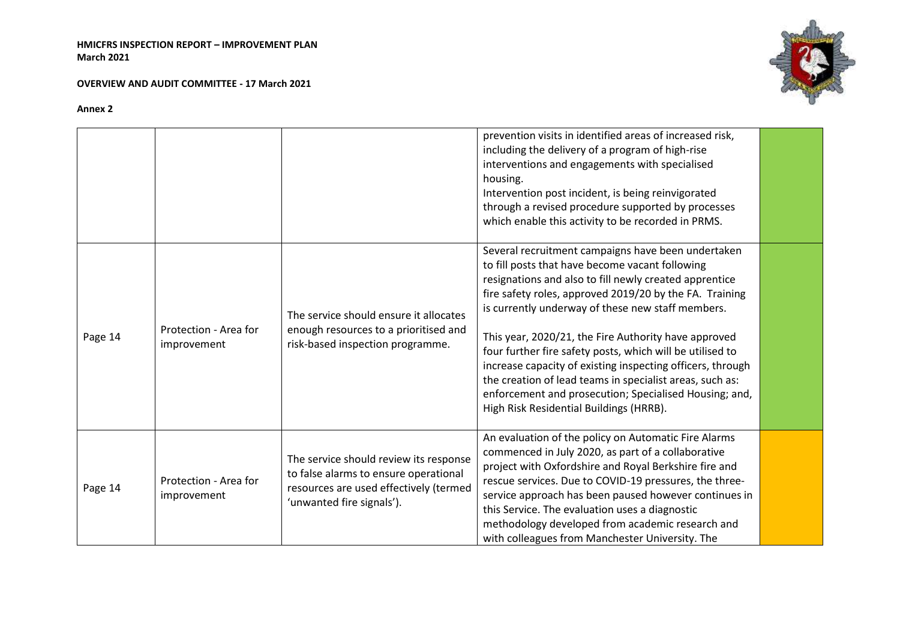| | | | | |
|---|---|---|---|---|
| | | | prevention visits in identified areas of increased risk, including the delivery of a program of high-rise interventions and engagements with specialised housing.<br>Intervention post incident, is being reinvigorated through a revised procedure supported by processes which enable this activity to be recorded in PRMS. | |
| Page 14 | Protection - Area for improvement | The service should ensure it allocates enough resources to a prioritised and risk-based inspection programme. | Several recruitment campaigns have been undertaken to fill posts that have become vacant following resignations and also to fill newly created apprentice fire safety roles, approved 2019/20 by the FA. Training is currently underway of these new staff members.<br><br>This year, 2020/21, the Fire Authority have approved four further fire safety posts, which will be utilised to increase capacity of existing inspecting officers, through the creation of lead teams in specialist areas, such as: enforcement and prosecution; Specialised Housing; and, High Risk Residential Buildings (HRRB). | |
| Page 14 | Protection - Area for improvement | The service should review its response to false alarms to ensure operational resources are used effectively (termed 'unwanted fire signals'). | An evaluation of the policy on Automatic Fire Alarms commenced in July 2020, as part of a collaborative project with Oxfordshire and Royal Berkshire fire and rescue services. Due to COVID-19 pressures, the three-service approach has been paused however continues in this Service. The evaluation uses a diagnostic methodology developed from academic research and with colleagues from Manchester University. The | |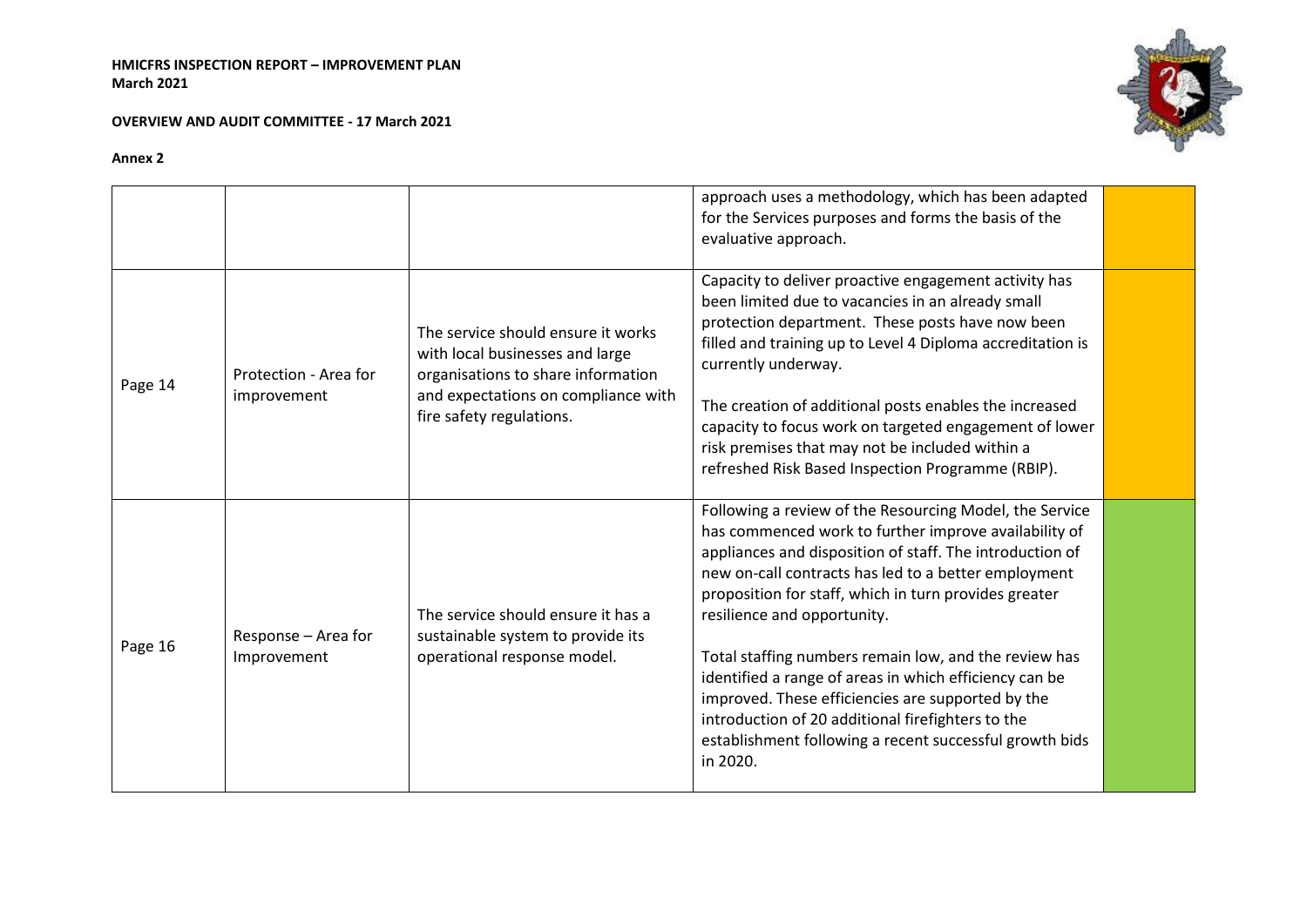**HMICFRS INSPECTION REPORT – IMPROVEMENT PLAN**
**March 2021**

**OVERVIEW AND AUDIT COMMITTEE - 17 March 2021**

**Annex 2**

| | | | | |
|---|---|---|---|---|
| | | | approach uses a methodology, which has been adapted for the Services purposes and forms the basis of the evaluative approach. | |
| Page 14 | Protection - Area for improvement | The service should ensure it works with local businesses and large organisations to share information and expectations on compliance with fire safety regulations. | Capacity to deliver proactive engagement activity has been limited due to vacancies in an already small protection department. These posts have now been filled and training up to Level 4 Diploma accreditation is currently underway.<br><br>The creation of additional posts enables the increased capacity to focus work on targeted engagement of lower risk premises that may not be included within a refreshed Risk Based Inspection Programme (RBIP). | |
| Page 16 | Response – Area for Improvement | The service should ensure it has a sustainable system to provide its operational response model. | Following a review of the Resourcing Model, the Service has commenced work to further improve availability of appliances and disposition of staff. The introduction of new on-call contracts has led to a better employment proposition for staff, which in turn provides greater resilience and opportunity.<br><br>Total staffing numbers remain low, and the review has identified a range of areas in which efficiency can be improved. These efficiencies are supported by the introduction of 20 additional firefighters to the establishment following a recent successful growth bids in 2020. | |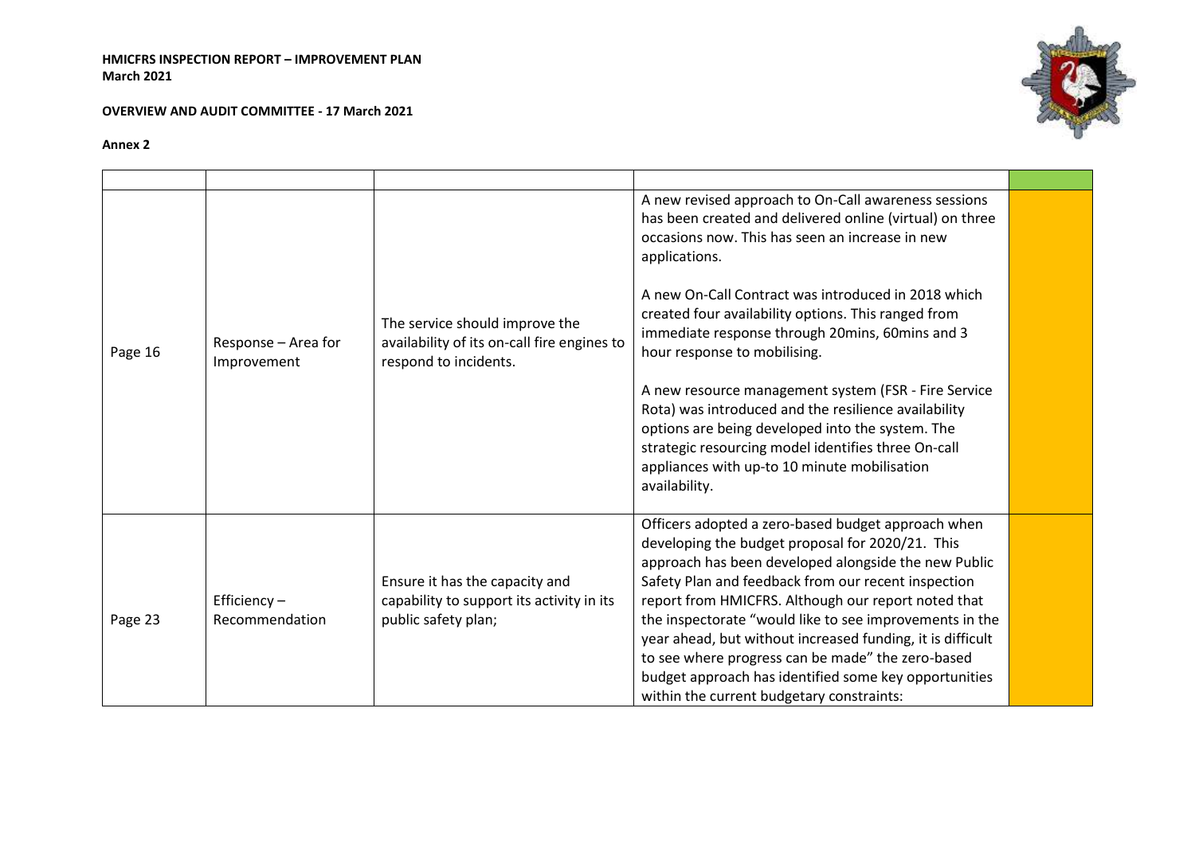**HMICFRS INSPECTION REPORT – IMPROVEMENT PLAN**
**March 2021**

**OVERVIEW AND AUDIT COMMITTEE - 17 March 2021**

**Annex 2**

| | | | | |
|---|---|---|---|---|
| Page 16 | Response – Area for Improvement | The service should improve the availability of its on-call fire engines to respond to incidents. | A new revised approach to On-Call awareness sessions has been created and delivered online (virtual) on three occasions now. This has seen an increase in new applications.<br><br>A new On-Call Contract was introduced in 2018 which created four availability options. This ranged from immediate response through 20mins, 60mins and 3 hour response to mobilising.<br><br>A new resource management system (FSR - Fire Service Rota) was introduced and the resilience availability options are being developed into the system. The strategic resourcing model identifies three On-call appliances with up-to 10 minute mobilisation availability. | |
| Page 23 | Efficiency – Recommendation | Ensure it has the capacity and capability to support its activity in its public safety plan; | Officers adopted a zero-based budget approach when developing the budget proposal for 2020/21. This approach has been developed alongside the new Public Safety Plan and feedback from our recent inspection report from HMICFRS. Although our report noted that the inspectorate "would like to see improvements in the year ahead, but without increased funding, it is difficult to see where progress can be made" the zero-based budget approach has identified some key opportunities within the current budgetary constraints: | |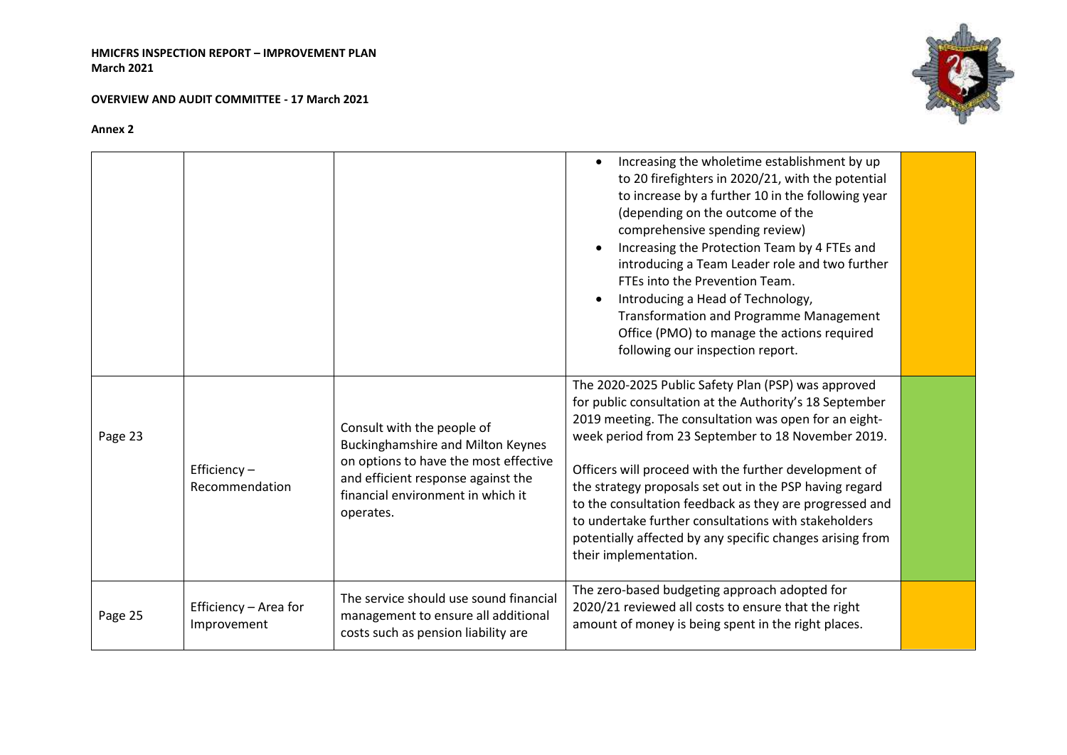| | | | | |
|---|---|---|---|---|
| | | | • Increasing the wholetime establishment by up to 20 firefighters in 2020/21, with the potential to increase by a further 10 in the following year (depending on the outcome of the comprehensive spending review)<br>• Increasing the Protection Team by 4 FTEs and introducing a Team Leader role and two further FTEs into the Prevention Team.<br>• Introducing a Head of Technology, Transformation and Programme Management Office (PMO) to manage the actions required following our inspection report. | |
| Page 23 | Efficiency – Recommendation | Consult with the people of Buckinghamshire and Milton Keynes on options to have the most effective and efficient response against the financial environment in which it operates. | The 2020-2025 Public Safety Plan (PSP) was approved for public consultation at the Authority's 18 September 2019 meeting. The consultation was open for an eight-week period from 23 September to 18 November 2019.<br><br>Officers will proceed with the further development of the strategy proposals set out in the PSP having regard to the consultation feedback as they are progressed and to undertake further consultations with stakeholders potentially affected by any specific changes arising from their implementation. | |
| Page 25 | Efficiency – Area for Improvement | The service should use sound financial management to ensure all additional costs such as pension liability are | The zero-based budgeting approach adopted for 2020/21 reviewed all costs to ensure that the right amount of money is being spent in the right places. | |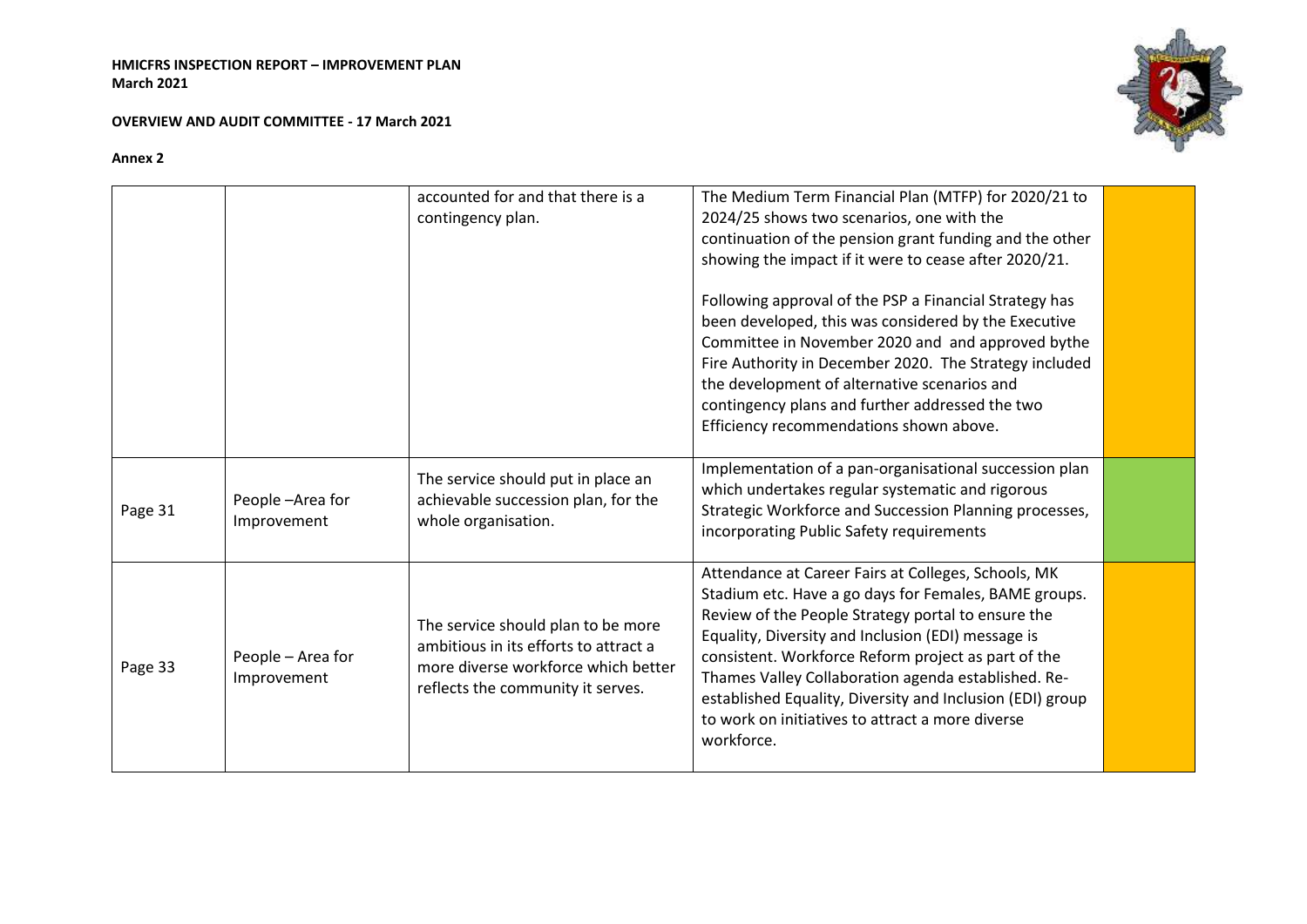**HMICFRS INSPECTION REPORT – IMPROVEMENT PLAN**
**March 2021**

**OVERVIEW AND AUDIT COMMITTEE - 17 March 2021**

**Annex 2**

| | | | | |
|---|---|---|---|---|
| | | accounted for and that there is a contingency plan. | The Medium Term Financial Plan (MTFP) for 2020/21 to 2024/25 shows two scenarios, one with the continuation of the pension grant funding and the other showing the impact if it were to cease after 2020/21.<br><br>Following approval of the PSP a Financial Strategy has been developed, this was considered by the Executive Committee in November 2020 and and approved bythe Fire Authority in December 2020. The Strategy included the development of alternative scenarios and contingency plans and further addressed the two Efficiency recommendations shown above. | |
| Page 31 | People –Area for Improvement | The service should put in place an achievable succession plan, for the whole organisation. | Implementation of a pan-organisational succession plan which undertakes regular systematic and rigorous Strategic Workforce and Succession Planning processes, incorporating Public Safety requirements | |
| Page 33 | People – Area for Improvement | The service should plan to be more ambitious in its efforts to attract a more diverse workforce which better reflects the community it serves. | Attendance at Career Fairs at Colleges, Schools, MK Stadium etc. Have a go days for Females, BAME groups. Review of the People Strategy portal to ensure the Equality, Diversity and Inclusion (EDI) message is consistent. Workforce Reform project as part of the Thames Valley Collaboration agenda established. Re-established Equality, Diversity and Inclusion (EDI) group to work on initiatives to attract a more diverse workforce. | |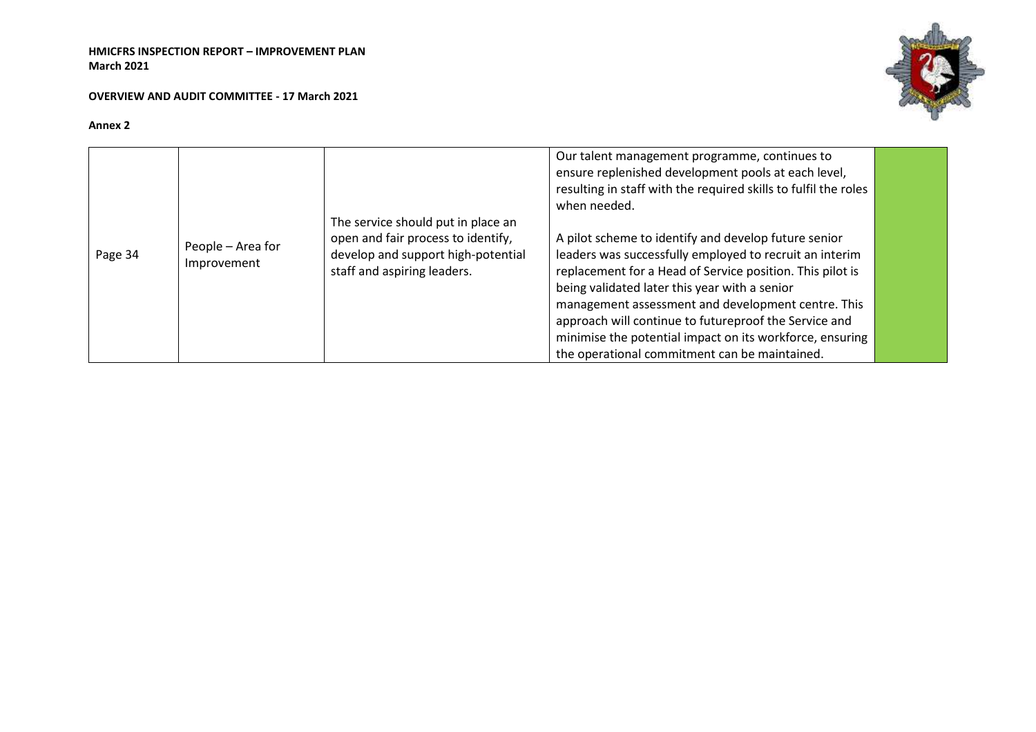**HMICFRS INSPECTION REPORT – IMPROVEMENT PLAN**
**March 2021**

**OVERVIEW AND AUDIT COMMITTEE - 17 March 2021**

**Annex 2**

| | | | | |
|---|---|---|---|---|
| Page 34 | People – Area for Improvement | The service should put in place an open and fair process to identify, develop and support high-potential staff and aspiring leaders. | Our talent management programme, continues to ensure replenished development pools at each level, resulting in staff with the required skills to fulfil the roles when needed.<br><br>A pilot scheme to identify and develop future senior leaders was successfully employed to recruit an interim replacement for a Head of Service position. This pilot is being validated later this year with a senior management assessment and development centre. This approach will continue to futureproof the Service and minimise the potential impact on its workforce, ensuring the operational commitment can be maintained. | |